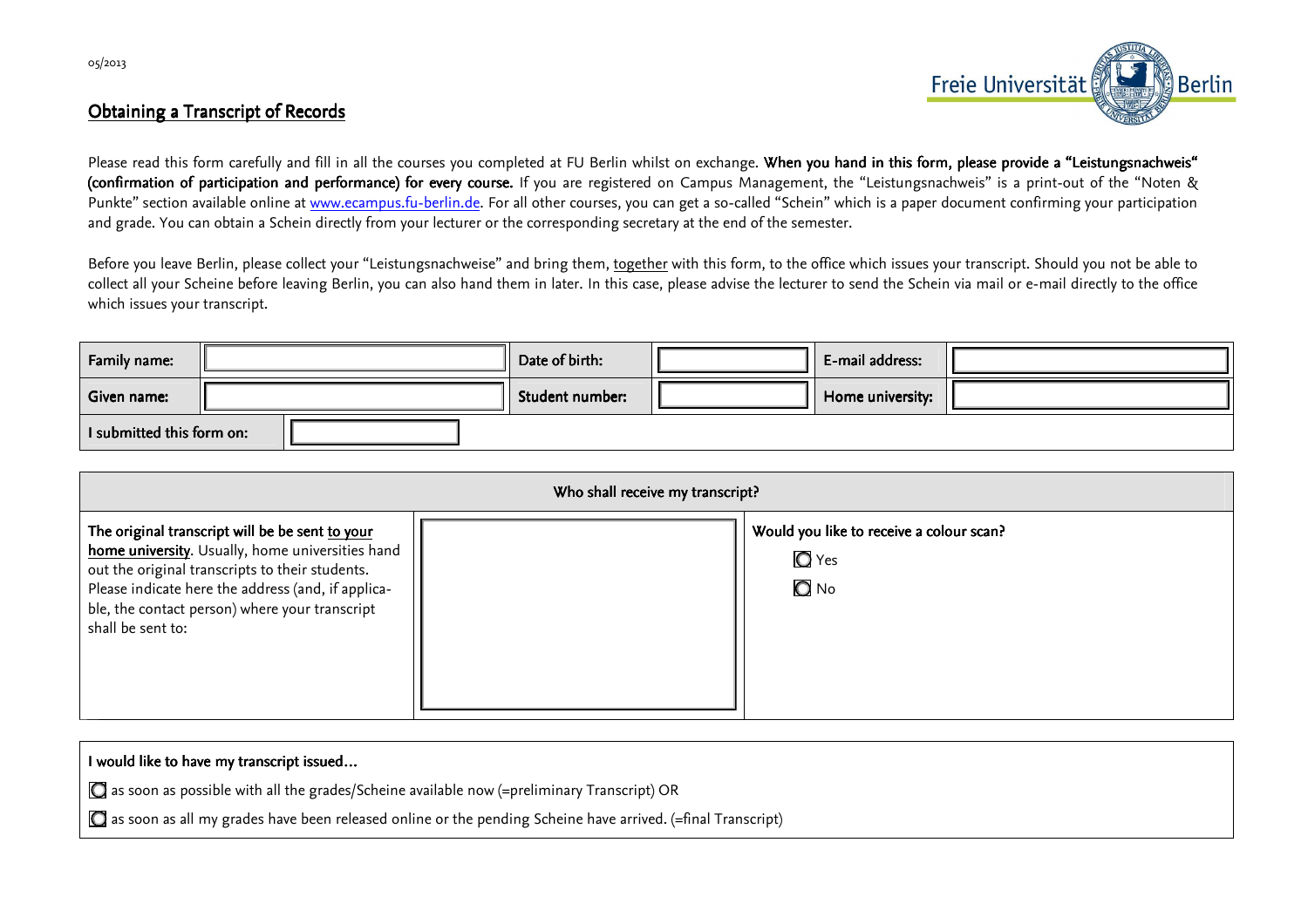05/2013

**Freie Universität Berlin**

## Obtaining a Transcript of Records

Please read this form carefully and fill in all the courses you completed at FU Berlin whilst on exchange. **When you hand in this form, please provide a "Leistungsnachweis" (confirmation of participation and performance) for every course.** If you are registered on Campus Management, the "Leistungsnachweis" is a print-out of the "Noten & Punkte" section available online at www.ecampus.fu-berlin.de. For all other courses, you can get a so-called "Schein" which is a paper document confirming your participation and grade. You can obtain a Schein directly from your lecturer or the corresponding secretary at the end of the semester.

Before you leave Berlin, please collect your "Leistungsnachweise" and bring them, together with this form, to the office which issues your transcript. Should you not be able to collect all your Scheine before leaving Berlin, you can also hand them in later. In this case, please advise the lecturer to send the Schein via mail or e-mail directly to the office which issues your transcript.

| | | | | | |
|---|---|---|---|---|---|
| **Family name:** | | **Date of birth:** | | **E-mail address:** | |
| **Given name:** | | **Student number:** | | **Home university:** | |
| **I submitted this form on:** | | | | | |

| **Who shall receive my transcript?** | | |
|---|---|---|
| **The original transcript will be be sent to your home university.** Usually, home universities hand out the original transcripts to their students. Please indicate here the address (and, if applicable, the contact person) where your transcript shall be sent to: | | **Would you like to receive a colour scan?**<br>○ Yes<br>○ No |

**I would like to have my transcript issued...**

- ○ as soon as possible with all the grades/Scheine available now (=preliminary Transcript) OR
- ○ as soon as all my grades have been released online or the pending Scheine have arrived. (=final Transcript)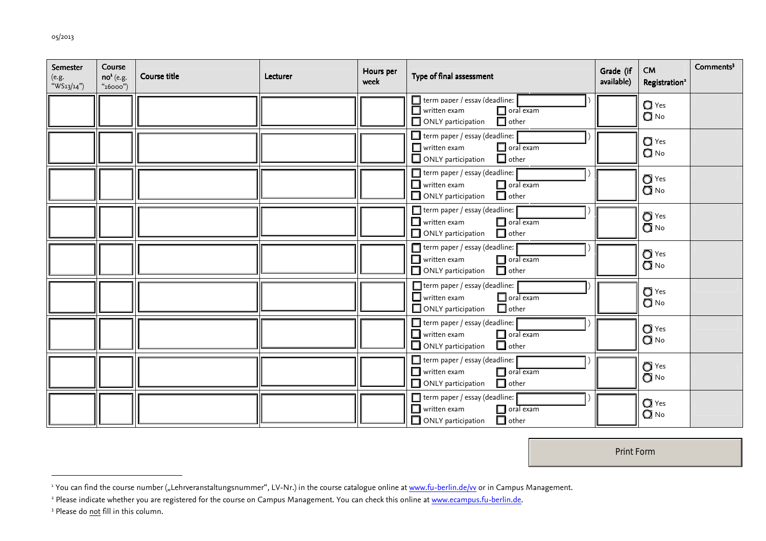05/2013

| Semester (e.g. "WS13/14") | Course no[1] (e.g. "16000") | Course title | Lecturer | Hours per week | Type of final assessment | Grade (if available) | CM Registration[2] | Comments[3] |
|---|---|---|---|---|---|---|---|---|
| | | | | | ☐ term paper / essay (deadline: ) ☐ written exam ☐ oral exam ☐ ONLY participation ☐ other | | ○ Yes ○ No | |
| | | | | | ☐ term paper / essay (deadline: ) ☐ written exam ☐ oral exam ☐ ONLY participation ☐ other | | ○ Yes ○ No | |
| | | | | | ☐ term paper / essay (deadline: ) ☐ written exam ☐ oral exam ☐ ONLY participation ☐ other | | ○ Yes ○ No | |
| | | | | | ☐ term paper / essay (deadline: ) ☐ written exam ☐ oral exam ☐ ONLY participation ☐ other | | ○ Yes ○ No | |
| | | | | | ☐ term paper / essay (deadline: ) ☐ written exam ☐ oral exam ☐ ONLY participation ☐ other | | ○ Yes ○ No | |
| | | | | | ☐ term paper / essay (deadline: ) ☐ written exam ☐ oral exam ☐ ONLY participation ☐ other | | ○ Yes ○ No | |
| | | | | | ☐ term paper / essay (deadline: ) ☐ written exam ☐ oral exam ☐ ONLY participation ☐ other | | ○ Yes ○ No | |
| | | | | | ☐ term paper / essay (deadline: ) ☐ written exam ☐ oral exam ☐ ONLY participation ☐ other | | ○ Yes ○ No | |
| | | | | | ☐ term paper / essay (deadline: ) ☐ written exam ☐ oral exam ☐ ONLY participation ☐ other | | ○ Yes ○ No | |

Print Form

[1] You can find the course number („Lehrveranstaltungsnummer", LV-Nr.) in the course catalogue online at www.fu-berlin.de/vv or in Campus Management.

[2] Please indicate whether you are registered for the course on Campus Management. You can check this online at www.ecampus.fu-berlin.de.

[3] Please do not fill in this column.